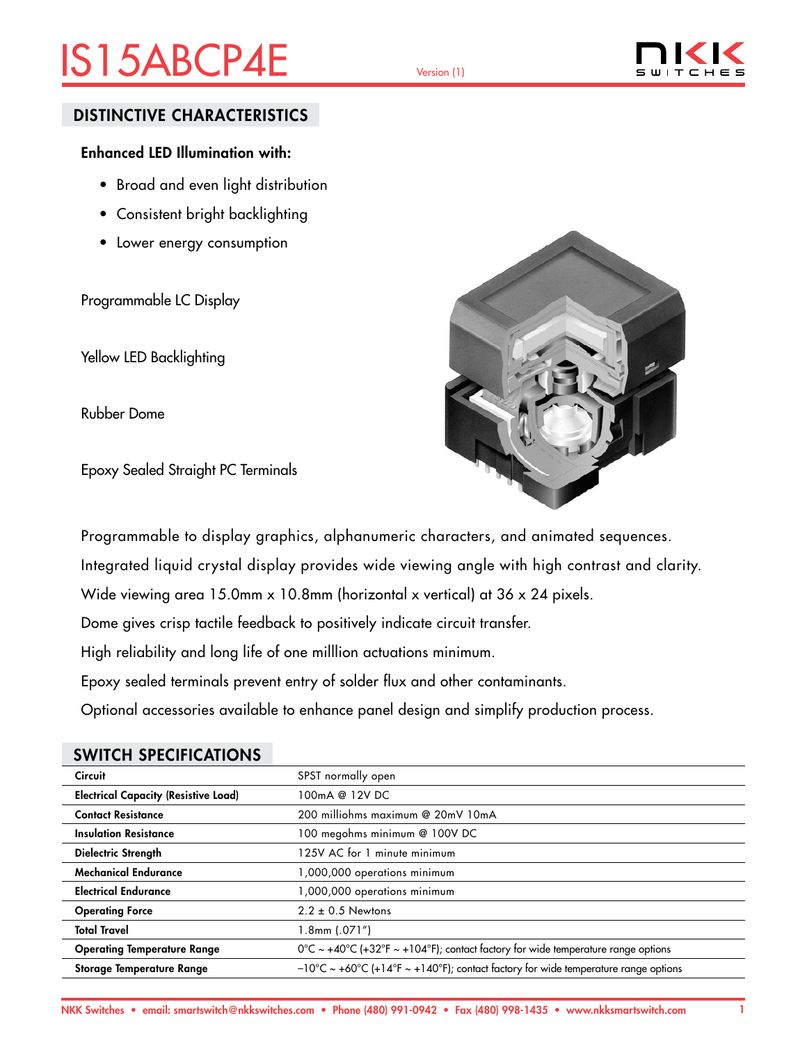# IS15ABCP4E

Version (1)

## DISTINCTIVE CHARACTERISTICS

**Enhanced LED Illumination with:**

- Broad and even light distribution
- Consistent bright backlighting
- Lower energy consumption

Programmable LC Display

Yellow LED Backlighting

Rubber Dome

Epoxy Sealed Straight PC Terminals

Programmable to display graphics, alphanumeric characters, and animated sequences.

Integrated liquid crystal display provides wide viewing angle with high contrast and clarity.

Wide viewing area 15.0mm x 10.8mm (horizontal x vertical) at 36 x 24 pixels.

Dome gives crisp tactile feedback to positively indicate circuit transfer.

High reliability and long life of one milllion actuations minimum.

Epoxy sealed terminals prevent entry of solder flux and other contaminants.

Optional accessories available to enhance panel design and simplify production process.

## SWITCH SPECIFICATIONS

| | |
|---|---|
| **Circuit** | SPST normally open |
| **Electrical Capacity (Resistive Load)** | 100mA @ 12V DC |
| **Contact Resistance** | 200 milliohms maximum @ 20mV 10mA |
| **Insulation Resistance** | 100 megohms minimum @ 100V DC |
| **Dielectric Strength** | 125V AC for 1 minute minimum |
| **Mechanical Endurance** | 1,000,000 operations minimum |
| **Electrical Endurance** | 1,000,000 operations minimum |
| **Operating Force** | 2.2 ± 0.5 Newtons |
| **Total Travel** | 1.8mm (.071″) |
| **Operating Temperature Range** | 0°C ~ +40°C (+32°F ~ +104°F); contact factory for wide temperature range options |
| **Storage Temperature Range** | −10°C ~ +60°C (+14°F ~ +140°F); contact factory for wide temperature range options |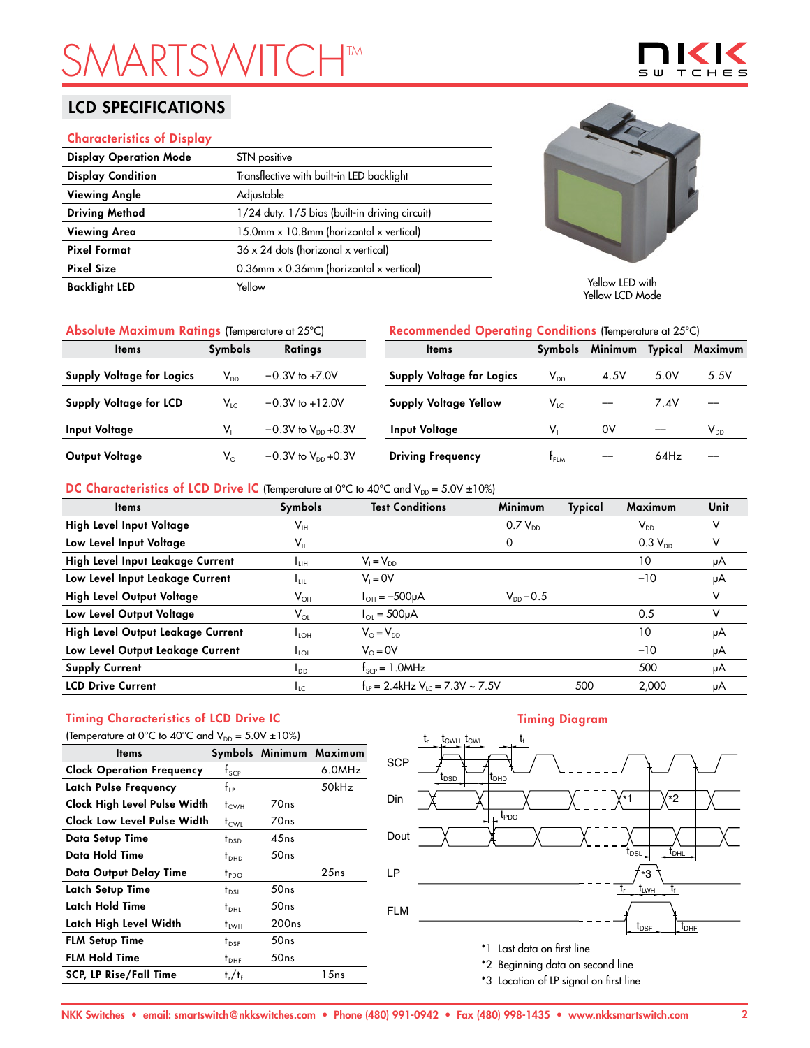SMARTSWITCH™

## LCD SPECIFICATIONS

### Characteristics of Display

| | |
|---|---|
| **Display Operation Mode** | STN positive |
| **Display Condition** | Transflective with built-in LED backlight |
| **Viewing Angle** | Adjustable |
| **Driving Method** | 1/24 duty. 1/5 bias (built-in driving circuit) |
| **Viewing Area** | 15.0mm x 10.8mm (horizontal x vertical) |
| **Pixel Format** | 36 x 24 dots (horizonal x vertical) |
| **Pixel Size** | 0.36mm x 0.36mm (horizontal x vertical) |
| **Backlight LED** | Yellow |

Yellow LED with Yellow LCD Mode

### Absolute Maximum Ratings (Temperature at 25°C)

| Items | Symbols | Ratings |
|---|---|---|
| **Supply Voltage for Logics** | $V_{DD}$ | −0.3V to +7.0V |
| **Supply Voltage for LCD** | $V_{LC}$ | −0.3V to +12.0V |
| **Input Voltage** | $V_I$ | −0.3V to $V_{DD}$ +0.3V |
| **Output Voltage** | $V_O$ | −0.3V to $V_{DD}$ +0.3V |

### Recommended Operating Conditions (Temperature at 25°C)

| Items | Symbols | Minimum | Typical | Maximum |
|---|---|---|---|---|
| **Supply Voltage for Logics** | $V_{DD}$ | 4.5V | 5.0V | 5.5V |
| **Supply Voltage Yellow** | $V_{LC}$ | — | 7.4V | — |
| **Input Voltage** | $V_I$ | 0V | — | $V_{DD}$ |
| **Driving Frequency** | $f_{FLM}$ | — | 64Hz | — |

### DC Characteristics of LCD Drive IC (Temperature at 0°C to 40°C and $V_{DD}$ = 5.0V ±10%)

| Items | Symbols | Test Conditions | Minimum | Typical | Maximum | Unit |
|---|---|---|---|---|---|---|
| **High Level Input Voltage** | $V_{IH}$ | | 0.7 $V_{DD}$ | | $V_{DD}$ | V |
| **Low Level Input Voltage** | $V_{IL}$ | | 0 | | 0.3 $V_{DD}$ | V |
| **High Level Input Leakage Current** | $I_{LIH}$ | $V_I = V_{DD}$ | | | 10 | μA |
| **Low Level Input Leakage Current** | $I_{LIL}$ | $V_I = 0V$ | | | −10 | μA |
| **High Level Output Voltage** | $V_{OH}$ | $I_{OH}$ = −500μA | $V_{DD}$ −0.5 | | | V |
| **Low Level Output Voltage** | $V_{OL}$ | $I_{OL}$ = 500μA | | | 0.5 | V |
| **High Level Output Leakage Current** | $I_{LOH}$ | $V_O = V_{DD}$ | | | 10 | μA |
| **Low Level Output Leakage Current** | $I_{LOL}$ | $V_O = 0V$ | | | −10 | μA |
| **Supply Current** | $I_{DD}$ | $f_{SCP}$ = 1.0MHz | | | 500 | μA |
| **LCD Drive Current** | $I_{LC}$ | $f_{LP}$ = 2.4kHz $V_{LC}$ = 7.3V ~ 7.5V | | 500 | 2,000 | μA |

### Timing Characteristics of LCD Drive IC

(Temperature at 0°C to 40°C and $V_{DD}$ = 5.0V ±10%)

| Items | Symbols | Minimum | Maximum |
|---|---|---|---|
| **Clock Operation Frequency** | $f_{SCP}$ | | 6.0MHz |
| **Latch Pulse Frequency** | $f_{LP}$ | | 50kHz |
| **Clock High Level Pulse Width** | $t_{CWH}$ | 70ns | |
| **Clock Low Level Pulse Width** | $t_{CWL}$ | 70ns | |
| **Data Setup Time** | $t_{DSD}$ | 45ns | |
| **Data Hold Time** | $t_{DHD}$ | 50ns | |
| **Data Output Delay Time** | $t_{PDO}$ | | 25ns |
| **Latch Setup Time** | $t_{DSL}$ | 50ns | |
| **Latch Hold Time** | $t_{DHL}$ | 50ns | |
| **Latch High Level Width** | $t_{LWH}$ | 200ns | |
| **FLM Setup Time** | $t_{DSF}$ | 50ns | |
| **FLM Hold Time** | $t_{DHF}$ | 50ns | |
| **SCP, LP Rise/Fall Time** | $t_r/t_f$ | | 15ns |

### Timing Diagram

*1 Last data on first line

*2 Beginning data on second line

*3 Location of LP signal on first line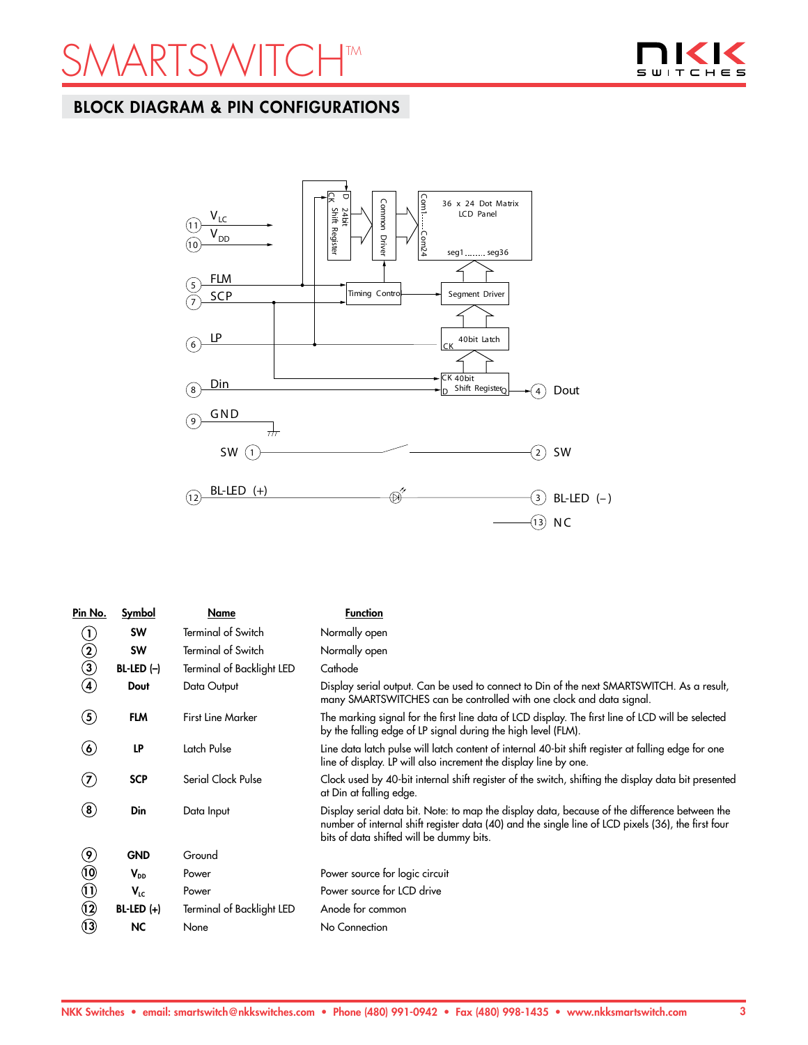## BLOCK DIAGRAM & PIN CONFIGURATIONS

| Pin No. | Symbol | Name | Function |
|---|---|---|---|
| 1 | **SW** | Terminal of Switch | Normally open |
| 2 | **SW** | Terminal of Switch | Normally open |
| 3 | **BL-LED (–)** | Terminal of Backlight LED | Cathode |
| 4 | **Dout** | Data Output | Display serial output. Can be used to connect to Din of the next SMARTSWITCH. As a result, many SMARTSWITCHES can be controlled with one clock and data signal. |
| 5 | **FLM** | First Line Marker | The marking signal for the first line data of LCD display. The first line of LCD will be selected by the falling edge of LP signal during the high level (FLM). |
| 6 | **LP** | Latch Pulse | Line data latch pulse will latch content of internal 40-bit shift register at falling edge for one line of display. LP will also increment the display line by one. |
| 7 | **SCP** | Serial Clock Pulse | Clock used by 40-bit internal shift register of the switch, shifting the display data bit presented at Din at falling edge. |
| 8 | **Din** | Data Input | Display serial data bit. Note: to map the display data, because of the difference between the number of internal shift register data (40) and the single line of LCD pixels (36), the first four bits of data shifted will be dummy bits. |
| 9 | **GND** | Ground | |
| 10 | **$V_{DD}$** | Power | Power source for logic circuit |
| 11 | **$V_{LC}$** | Power | Power source for LCD drive |
| 12 | **BL-LED (+)** | Terminal of Backlight LED | Anode for common |
| 13 | **NC** | None | No Connection |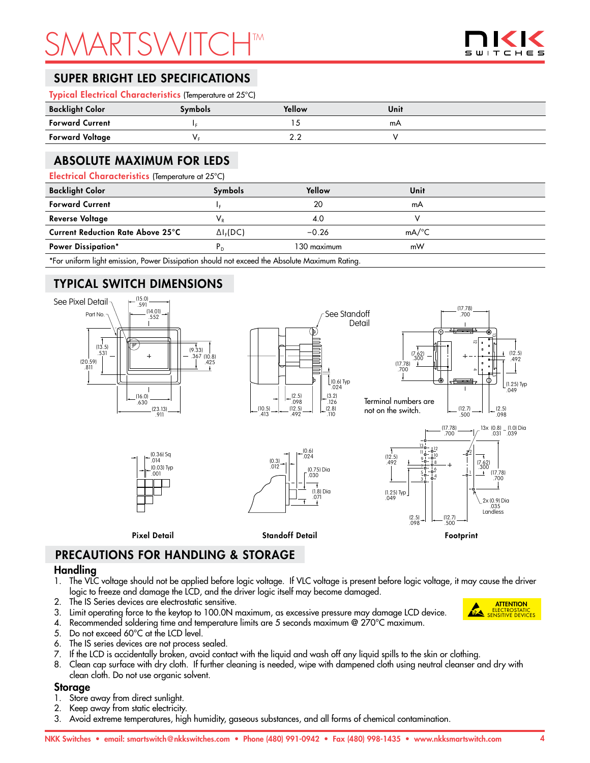# SMARTSWITCH™

## SUPER BRIGHT LED SPECIFICATIONS

**Typical Electrical Characteristics** (Temperature at 25°C)

| Backlight Color | Symbols | Yellow | Unit |
|---|---|---|---|
| Forward Current | $I_F$ | 15 | mA |
| Forward Voltage | $V_F$ | 2.2 | V |

## ABSOLUTE MAXIMUM FOR LEDS

**Electrical Characteristics** (Temperature at 25°C)

| Backlight Color | Symbols | Yellow | Unit |
|---|---|---|---|
| Forward Current | $I_F$ | 20 | mA |
| Reverse Voltage | $V_R$ | 4.0 | V |
| Current Reduction Rate Above 25°C | $\Delta I_F$(DC) | −0.26 | mA/°C |
| Power Dissipation* | $P_D$ | 130 maximum | mW |

*For uniform light emission, Power Dissipation should not exceed the Absolute Maximum Rating.

## TYPICAL SWITCH DIMENSIONS

See Pixel Detail
Part No.
(15.0) .591
(14.01) .552
(13.5) .531
(20.59) .811
(9.33) .367
(10.8) .425
(16.0) .630
(23.13) .911

See Standoff Detail
(0.6) Typ .024
(2.5) .098
(3.2) .126
(10.5) .413
(12.5) .492
(2.8) .110

(17.78) .700
(7.62) .300
(17.78) .700
(12.5) .492
(1.25) Typ .049
(12.7) .500
(2.5) .098
Terminal numbers are not on the switch.

(0.36) Sq .014
(0.03) Typ .001

**Pixel Detail**

(0.6) .024
(0.3) .012
(0.75) Dia .030
(1.8) Dia .071

**Standoff Detail**

(17.78) .700
13x (0.8) .031 ~ (1.0) Dia .039
(12.5) .492
(7.62) .300
(17.78) .700
(1.25) Typ .049
2x (0.9) Dia .035 Landless
(2.5) .098
(12.7) .500

**Footprint**

## PRECAUTIONS FOR HANDLING & STORAGE

### Handling

1. The VLC voltage should not be applied before logic voltage. If VLC voltage is present before logic voltage, it may cause the driver logic to freeze and damage the LCD, and the driver logic itself may become damaged.
2. The IS Series devices are electrostatic sensitive.
3. Limit operating force to the keytop to 100.0N maximum, as excessive pressure may damage LCD device.
4. Recommended soldering time and temperature limits are 5 seconds maximum @ 270°C maximum.
5. Do not exceed 60°C at the LCD level.
6. The IS series devices are not process sealed.
7. If the LCD is accidentally broken, avoid contact with the liquid and wash off any liquid spills to the skin or clothing.
8. Clean cap surface with dry cloth. If further cleaning is needed, wipe with dampened cloth using neutral cleanser and dry with clean cloth. Do not use organic solvent.

ATTENTION ELECTROSTATIC SENSITIVE DEVICES

### Storage

1. Store away from direct sunlight.
2. Keep away from static electricity.
3. Avoid extreme temperatures, high humidity, gaseous substances, and all forms of chemical contamination.

NKK Switches • email: smartswitch@nkkswitches.com • Phone (480) 991-0942 • Fax (480) 998-1435 • www.nkksmartswitch.com